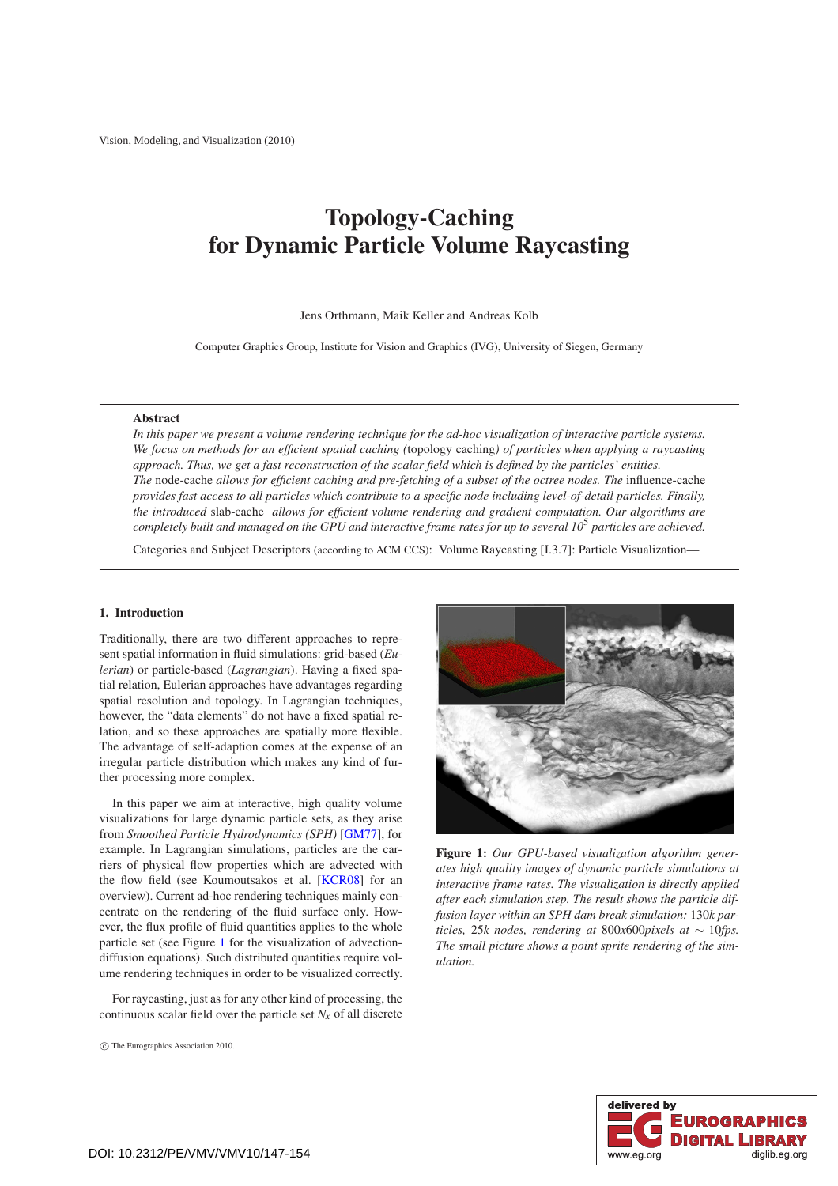# Topology-Caching for Dynamic Particle Volume Raycasting

Jens Orthmann, Maik Keller and Andreas Kolb

Computer Graphics Group, Institute for Vision and Graphics (IVG), University of Siegen, Germany

## Abstract

*In this paper we present a volume rendering technique for the ad-hoc visualization of interactive particle systems. We focus on methods for an efficient spatial caching (*topology caching*) of particles when applying a raycasting approach. Thus, we get a fast reconstruction of the scalar field which is defined by the particles' entities. The* node-cache *allows for efficient caching and pre-fetching of a subset of the octree nodes. The* influence-cache *provides fast access to all particles which contribute to a specific node including level-of-detail particles. Finally, the introduced* slab-cache *allows for efficient volume rendering and gradient computation. Our algorithms are completely built and managed on the GPU and interactive frame rates for up to several $10^5$ particles are achieved.*

Categories and Subject Descriptors (according to ACM CCS): Volume Raycasting [I.3.7]: Particle Visualization—

## 1. Introduction

Traditionally, there are two different approaches to represent spatial information in fluid simulations: grid-based (*Eulerian*) or particle-based (*Lagrangian*). Having a fixed spatial relation, Eulerian approaches have advantages regarding spatial resolution and topology. In Lagrangian techniques, however, the "data elements" do not have a fixed spatial relation, and so these approaches are spatially more flexible. The advantage of self-adaption comes at the expense of an irregular particle distribution which makes any kind of further processing more complex.

In this paper we aim at interactive, high quality volume visualizations for large dynamic particle sets, as they arise from *Smoothed Particle Hydrodynamics (SPH)* [GM77], for example. In Lagrangian simulations, particles are the carriers of physical flow properties which are advected with the flow field (see Koumoutsakos et al. [KCR08] for an overview). Current ad-hoc rendering techniques mainly concentrate on the rendering of the fluid surface only. However, the flux profile of fluid quantities applies to the whole particle set (see Figure 1 for the visualization of advection-diffusion equations). Such distributed quantities require volume rendering techniques in order to be visualized correctly.

For raycasting, just as for any other kind of processing, the continuous scalar field over the particle set $N_x$ of all discrete

**Figure 1:** *Our GPU-based visualization algorithm generates high quality images of dynamic particle simulations at interactive frame rates. The visualization is directly applied after each simulation step. The result shows the particle diffusion layer within an SPH dam break simulation:* 130*k particles,* 25*k nodes, rendering at* 800*x*600*pixels at* $\sim$ 10*fps. The small picture shows a point sprite rendering of the simulation.*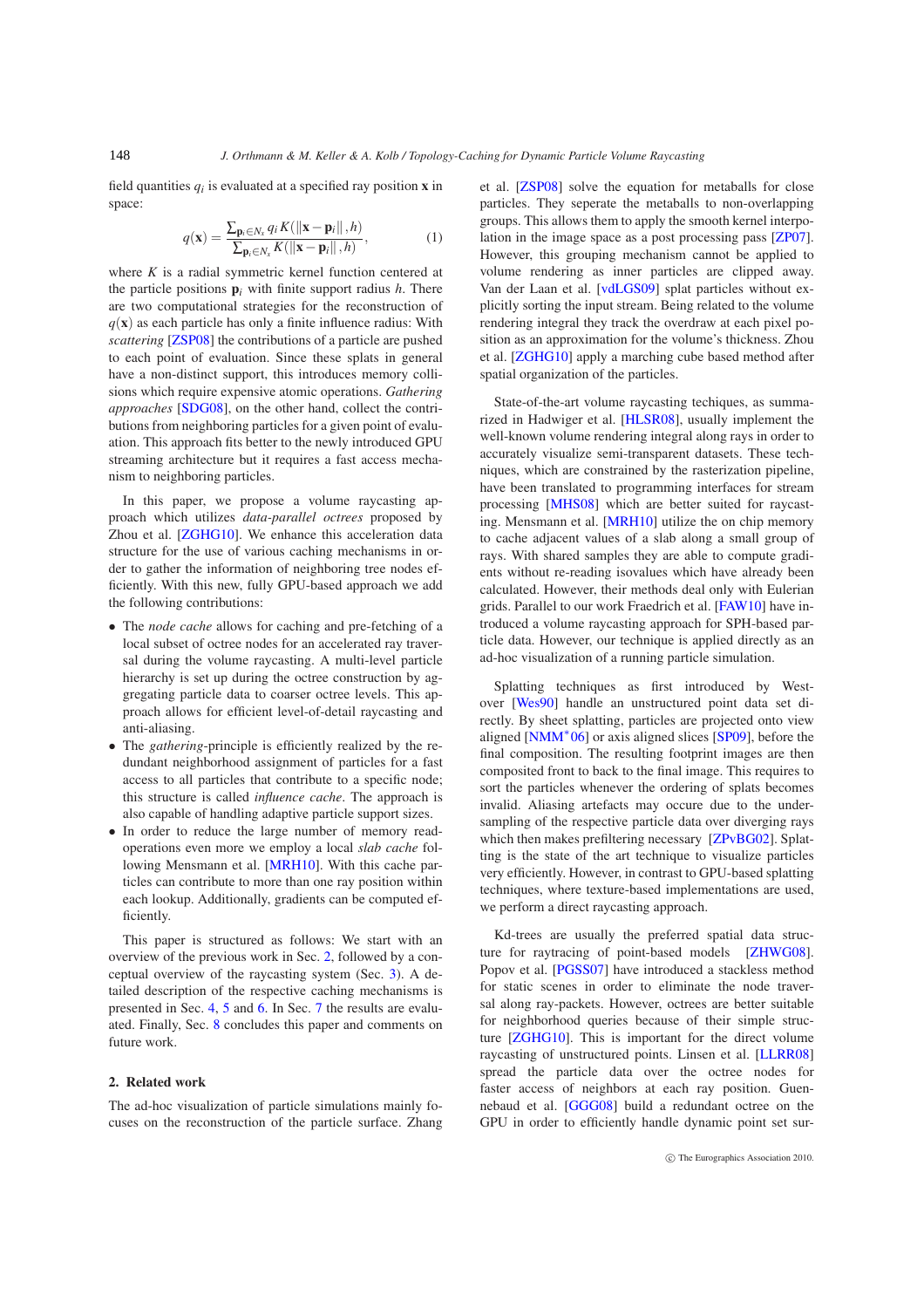field quantities $q_i$ is evaluated at a specified ray position $\mathbf{x}$ in space:

$$q(\mathbf{x}) = \frac{\sum_{\mathbf{p}_i \in N_x} q_i K(\|\mathbf{x} - \mathbf{p}_i\|, h)}{\sum_{\mathbf{p}_i \in N_x} K(\|\mathbf{x} - \mathbf{p}_i\|, h)}, \quad (1)$$

where $K$ is a radial symmetric kernel function centered at the particle positions $\mathbf{p}_i$ with finite support radius $h$. There are two computational strategies for the reconstruction of $q(\mathbf{x})$ as each particle has only a finite influence radius: With *scattering* [ZSP08] the contributions of a particle are pushed to each point of evaluation. Since these splats in general have a non-distinct support, this introduces memory collisions which require expensive atomic operations. *Gathering approaches* [SDG08], on the other hand, collect the contributions from neighboring particles for a given point of evaluation. This approach fits better to the newly introduced GPU streaming architecture but it requires a fast access mechanism to neighboring particles.

In this paper, we propose a volume raycasting approach which utilizes *data-parallel octrees* proposed by Zhou et al. [ZGHG10]. We enhance this acceleration data structure for the use of various caching mechanisms in order to gather the information of neighboring tree nodes efficiently. With this new, fully GPU-based approach we add the following contributions:

- The *node cache* allows for caching and pre-fetching of a local subset of octree nodes for an accelerated ray traversal during the volume raycasting. A multi-level particle hierarchy is set up during the octree construction by aggregating particle data to coarser octree levels. This approach allows for efficient level-of-detail raycasting and anti-aliasing.
- The *gathering*-principle is efficiently realized by the redundant neighborhood assignment of particles for a fast access to all particles that contribute to a specific node; this structure is called *influence cache*. The approach is also capable of handling adaptive particle support sizes.
- In order to reduce the large number of memory read-operations even more we employ a local *slab cache* following Mensmann et al. [MRH10]. With this cache particles can contribute to more than one ray position within each lookup. Additionally, gradients can be computed efficiently.

This paper is structured as follows: We start with an overview of the previous work in Sec. 2, followed by a conceptual overview of the raycasting system (Sec. 3). A detailed description of the respective caching mechanisms is presented in Sec. 4, 5 and 6. In Sec. 7 the results are evaluated. Finally, Sec. 8 concludes this paper and comments on future work.

## 2. Related work

The ad-hoc visualization of particle simulations mainly focuses on the reconstruction of the particle surface. Zhang et al. [ZSP08] solve the equation for metaballs for close particles. They seperate the metaballs to non-overlapping groups. This allows them to apply the smooth kernel interpolation in the image space as a post processing pass [ZP07]. However, this grouping mechanism cannot be applied to volume rendering as inner particles are clipped away. Van der Laan et al. [vdLGS09] splat particles without explicitly sorting the input stream. Being related to the volume rendering integral they track the overdraw at each pixel position as an approximation for the volume's thickness. Zhou et al. [ZGHG10] apply a marching cube based method after spatial organization of the particles.

State-of-the-art volume raycasting techiques, as summarized in Hadwiger et al. [HLSR08], usually implement the well-known volume rendering integral along rays in order to accurately visualize semi-transparent datasets. These techniques, which are constrained by the rasterization pipeline, have been translated to programming interfaces for stream processing [MHS08] which are better suited for raycasting. Mensmann et al. [MRH10] utilize the on chip memory to cache adjacent values of a slab along a small group of rays. With shared samples they are able to compute gradients without re-reading isovalues which have already been calculated. However, their methods deal only with Eulerian grids. Parallel to our work Fraedrich et al. [FAW10] have introduced a volume raycasting approach for SPH-based particle data. However, our technique is applied directly as an ad-hoc visualization of a running particle simulation.

Splatting techniques as first introduced by Westover [Wes90] handle an unstructured point data set directly. By sheet splatting, particles are projected onto view aligned [NMM*06] or axis aligned slices [SP09], before the final composition. The resulting footprint images are then composited front to back to the final image. This requires to sort the particles whenever the ordering of splats becomes invalid. Aliasing artefacts may occure due to the undersampling of the respective particle data over diverging rays which then makes prefiltering necessary [ZPvBG02]. Splatting is the state of the art technique to visualize particles very efficiently. However, in contrast to GPU-based splatting techniques, where texture-based implementations are used, we perform a direct raycasting approach.

Kd-trees are usually the preferred spatial data structure for raytracing of point-based models [ZHWG08]. Popov et al. [PGSS07] have introduced a stackless method for static scenes in order to eliminate the node traversal along ray-packets. However, octrees are better suitable for neighborhood queries because of their simple structure [ZGHG10]. This is important for the direct volume raycasting of unstructured points. Linsen et al. [LLRR08] spread the particle data over the octree nodes for faster access of neighbors at each ray position. Guennebaud et al. [GGG08] build a redundant octree on the GPU in order to efficiently handle dynamic point set sur-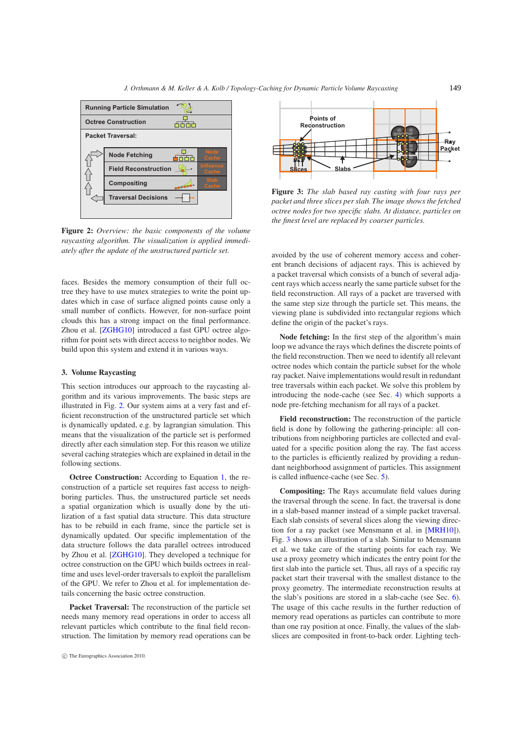**Figure 2:** *Overview: the basic components of the volume raycasting algorithm. The visualization is applied immediately after the update of the unstructured particle set.*

faces. Besides the memory consumption of their full octree they have to use mutex strategies to write the point updates which in case of surface aligned points cause only a small number of conflicts. However, for non-surface point clouds this has a strong impact on the final performance. Zhou et al. [ZGHG10] introduced a fast GPU octree algorithm for point sets with direct access to neighbor nodes. We build upon this system and extend it in various ways.

## 3. Volume Raycasting

This section introduces our approach to the raycasting algorithm and its various improvements. The basic steps are illustrated in Fig. 2. Our system aims at a very fast and efficient reconstruction of the unstructured particle set which is dynamically updated, e.g. by lagrangian simulation. This means that the visualization of the particle set is performed directly after each simulation step. For this reason we utilize several caching strategies which are explained in detail in the following sections.

**Octree Construction:** According to Equation 1, the reconstruction of a particle set requires fast access to neighboring particles. Thus, the unstructured particle set needs a spatial organization which is usually done by the utilization of a fast spatial data structure. This data structure has to be rebuild in each frame, since the particle set is dynamically updated. Our specific implementation of the data structure follows the data parallel octrees introduced by Zhou et al. [ZGHG10]. They developed a technique for octree construction on the GPU which builds octrees in realtime and uses level-order traversals to exploit the parallelism of the GPU. We refer to Zhou et al. for implementation details concerning the basic octree construction.

**Packet Traversal:** The reconstruction of the particle set needs many memory read operations in order to access all relevant particles which contribute to the final field reconstruction. The limitation by memory read operations can be avoided by the use of coherent memory access and coherent branch decisions of adjacent rays. This is achieved by a packet traversal which consists of a bunch of several adjacent rays which access nearly the same particle subset for the field reconstruction. All rays of a packet are traversed with the same step size through the particle set. This means, the viewing plane is subdivided into rectangular regions which define the origin of the packet's rays.

**Figure 3:** *The slab based ray casting with four rays per packet and three slices per slab. The image shows the fetched octree nodes for two specific slabs. At distance, particles on the finest level are replaced by coarser particles.*

**Node fetching:** In the first step of the algorithm's main loop we advance the rays which defines the discrete points of the field reconstruction. Then we need to identify all relevant octree nodes which contain the particle subset for the whole ray packet. Naive implementations would result in redundant tree traversals within each packet. We solve this problem by introducing the node-cache (see Sec. 4) which supports a node pre-fetching mechanism for all rays of a packet.

**Field reconstruction:** The reconstruction of the particle field is done by following the gathering-principle: all contributions from neighboring particles are collected and evaluated for a specific position along the ray. The fast access to the particles is efficiently realized by providing a redundant neighborhood assignment of particles. This assignment is called influence-cache (see Sec. 5).

**Compositing:** The Rays accumulate field values during the traversal through the scene. In fact, the traversal is done in a slab-based manner instead of a simple packet traversal. Each slab consists of several slices along the viewing direction for a ray packet (see Mensmann et al. in [MRH10]). Fig. 3 shows an illustration of a slab. Similar to Mensmann et al. we take care of the starting points for each ray. We use a proxy geometry which indicates the entry point for the first slab into the particle set. Thus, all rays of a specific ray packet start their traversal with the smallest distance to the proxy geometry. The intermediate reconstruction results at the slab's positions are stored in a slab-cache (see Sec. 6). The usage of this cache results in the further reduction of memory read operations as particles can contribute to more than one ray position at once. Finally, the values of the slab-slices are composited in front-to-back order. Lighting tech-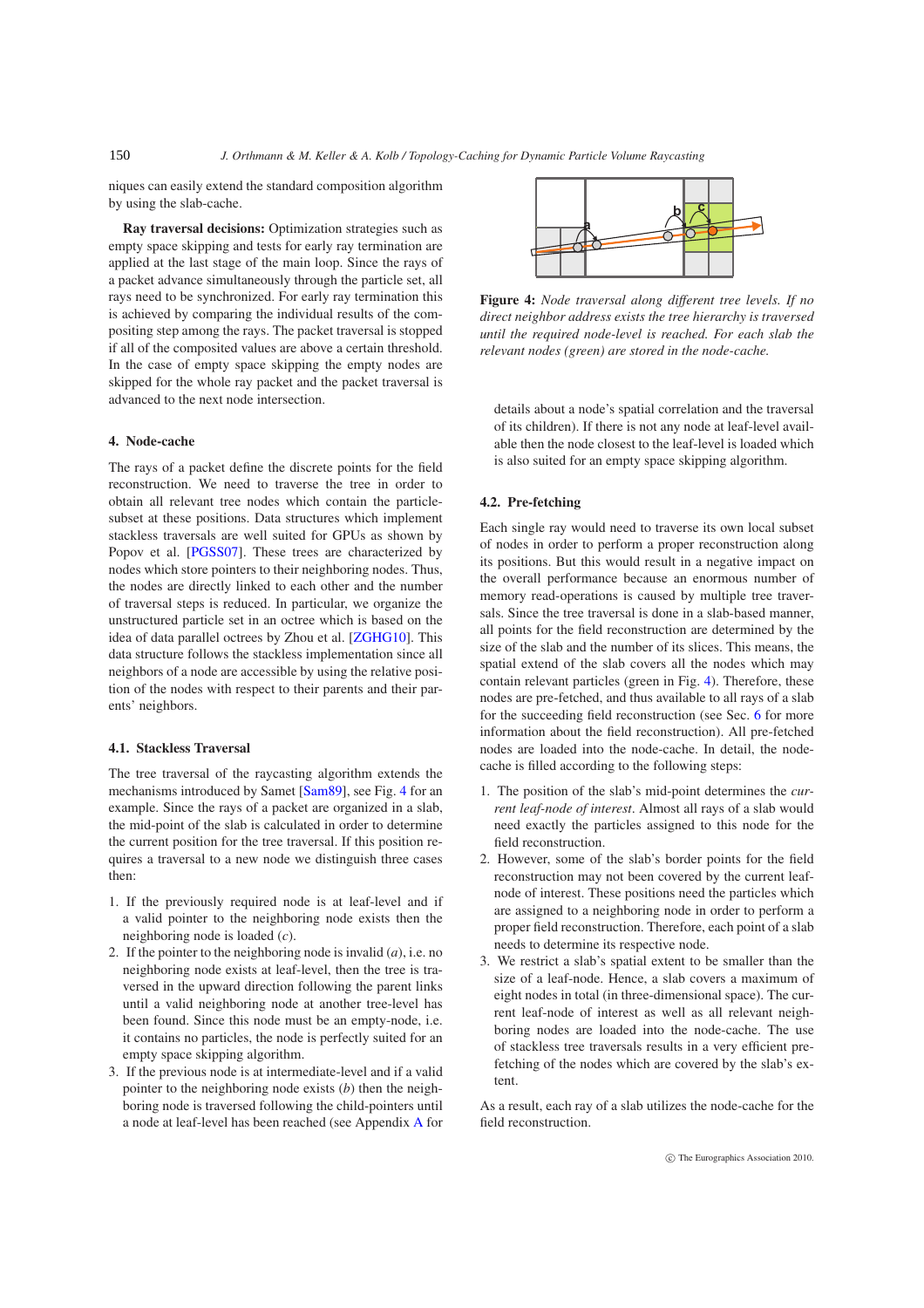niques can easily extend the standard composition algorithm by using the slab-cache.

**Ray traversal decisions:** Optimization strategies such as empty space skipping and tests for early ray termination are applied at the last stage of the main loop. Since the rays of a packet advance simultaneously through the particle set, all rays need to be synchronized. For early ray termination this is achieved by comparing the individual results of the compositing step among the rays. The packet traversal is stopped if all of the composited values are above a certain threshold. In the case of empty space skipping the empty nodes are skipped for the whole ray packet and the packet traversal is advanced to the next node intersection.

## 4. Node-cache

The rays of a packet define the discrete points for the field reconstruction. We need to traverse the tree in order to obtain all relevant tree nodes which contain the particle-subset at these positions. Data structures which implement stackless traversals are well suited for GPUs as shown by Popov et al. [PGSS07]. These trees are characterized by nodes which store pointers to their neighboring nodes. Thus, the nodes are directly linked to each other and the number of traversal steps is reduced. In particular, we organize the unstructured particle set in an octree which is based on the idea of data parallel octrees by Zhou et al. [ZGHG10]. This data structure follows the stackless implementation since all neighbors of a node are accessible by using the relative position of the nodes with respect to their parents and their parents' neighbors.

### 4.1. Stackless Traversal

The tree traversal of the raycasting algorithm extends the mechanisms introduced by Samet [Sam89], see Fig. 4 for an example. Since the rays of a packet are organized in a slab, the mid-point of the slab is calculated in order to determine the current position for the tree traversal. If this position requires a traversal to a new node we distinguish three cases then:

1. If the previously required node is at leaf-level and if a valid pointer to the neighboring node exists then the neighboring node is loaded (*c*).
2. If the pointer to the neighboring node is invalid (*a*), i.e. no neighboring node exists at leaf-level, then the tree is traversed in the upward direction following the parent links until a valid neighboring node at another tree-level has been found. Since this node must be an empty-node, i.e. it contains no particles, the node is perfectly suited for an empty space skipping algorithm.
3. If the previous node is at intermediate-level and if a valid pointer to the neighboring node exists (*b*) then the neighboring node is traversed following the child-pointers until a node at leaf-level has been reached (see Appendix A for details about a node's spatial correlation and the traversal of its children). If there is not any node at leaf-level available then the node closest to the leaf-level is loaded which is also suited for an empty space skipping algorithm.

**Figure 4:** *Node traversal along different tree levels. If no direct neighbor address exists the tree hierarchy is traversed until the required node-level is reached. For each slab the relevant nodes (green) are stored in the node-cache.*

### 4.2. Pre-fetching

Each single ray would need to traverse its own local subset of nodes in order to perform a proper reconstruction along its positions. But this would result in a negative impact on the overall performance because an enormous number of memory read-operations is caused by multiple tree traversals. Since the tree traversal is done in a slab-based manner, all points for the field reconstruction are determined by the size of the slab and the number of its slices. This means, the spatial extend of the slab covers all the nodes which may contain relevant particles (green in Fig. 4). Therefore, these nodes are pre-fetched, and thus available to all rays of a slab for the succeeding field reconstruction (see Sec. 6 for more information about the field reconstruction). All pre-fetched nodes are loaded into the node-cache. In detail, the node-cache is filled according to the following steps:

1. The position of the slab's mid-point determines the *current leaf-node of interest*. Almost all rays of a slab would need exactly the particles assigned to this node for the field reconstruction.
2. However, some of the slab's border points for the field reconstruction may not been covered by the current leaf-node of interest. These positions need the particles which are assigned to a neighboring node in order to perform a proper field reconstruction. Therefore, each point of a slab needs to determine its respective node.
3. We restrict a slab's spatial extent to be smaller than the size of a leaf-node. Hence, a slab covers a maximum of eight nodes in total (in three-dimensional space). The current leaf-node of interest as well as all relevant neighboring nodes are loaded into the node-cache. The use of stackless tree traversals results in a very efficient pre-fetching of the nodes which are covered by the slab's extent.

As a result, each ray of a slab utilizes the node-cache for the field reconstruction.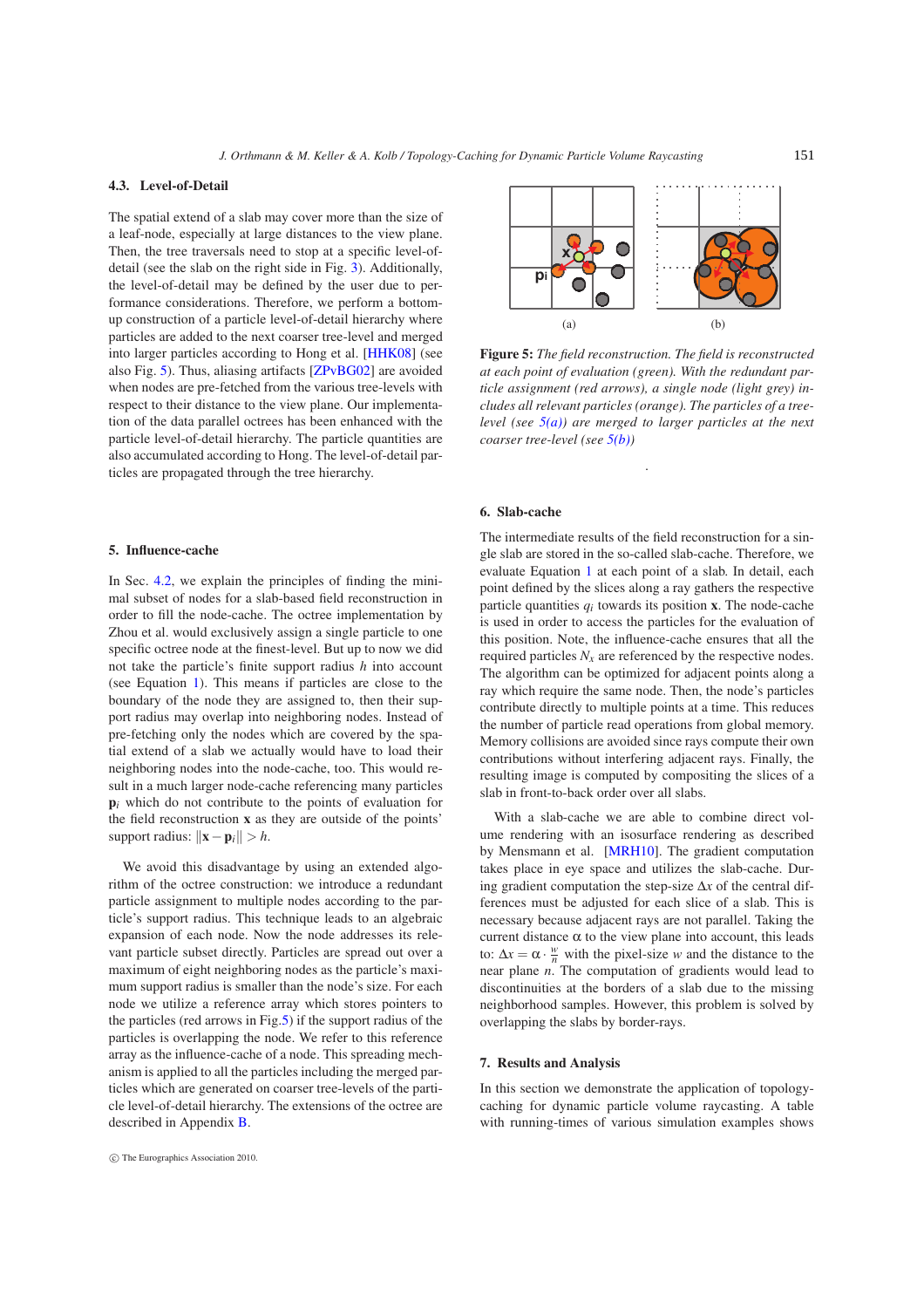### 4.3. Level-of-Detail

The spatial extend of a slab may cover more than the size of a leaf-node, especially at large distances to the view plane. Then, the tree traversals need to stop at a specific level-of-detail (see the slab on the right side in Fig. 3). Additionally, the level-of-detail may be defined by the user due to performance considerations. Therefore, we perform a bottom-up construction of a particle level-of-detail hierarchy where particles are added to the next coarser tree-level and merged into larger particles according to Hong et al. [HHK08] (see also Fig. 5). Thus, aliasing artifacts [ZPvBG02] are avoided when nodes are pre-fetched from the various tree-levels with respect to their distance to the view plane. Our implementation of the data parallel octrees has been enhanced with the particle level-of-detail hierarchy. The particle quantities are also accumulated according to Hong. The level-of-detail particles are propagated through the tree hierarchy.

## 5. Influence-cache

In Sec. 4.2, we explain the principles of finding the minimal subset of nodes for a slab-based field reconstruction in order to fill the node-cache. The octree implementation by Zhou et al. would exclusively assign a single particle to one specific octree node at the finest-level. But up to now we did not take the particle's finite support radius $h$ into account (see Equation 1). This means if particles are close to the boundary of the node they are assigned to, then their support radius may overlap into neighboring nodes. Instead of pre-fetching only the nodes which are covered by the spatial extend of a slab we actually would have to load their neighboring nodes into the node-cache, too. This would result in a much larger node-cache referencing many particles $\mathbf{p}_i$ which do not contribute to the points of evaluation for the field reconstruction $\mathbf{x}$ as they are outside of the points' support radius: $\|\mathbf{x} - \mathbf{p}_i\| > h$.

We avoid this disadvantage by using an extended algorithm of the octree construction: we introduce a redundant particle assignment to multiple nodes according to the particle's support radius. This technique leads to an algebraic expansion of each node. Now the node addresses its relevant particle subset directly. Particles are spread out over a maximum of eight neighboring nodes as the particle's maximum support radius is smaller than the node's size. For each node we utilize a reference array which stores pointers to the particles (red arrows in Fig.5) if the support radius of the particles is overlapping the node. We refer to this reference array as the influence-cache of a node. This spreading mechanism is applied to all the particles including the merged particles which are generated on coarser tree-levels of the particle level-of-detail hierarchy. The extensions of the octree are described in Appendix B.

(a) (b)

**Figure 5:** *The field reconstruction. The field is reconstructed at each point of evaluation (green). With the redundant particle assignment (red arrows), a single node (light grey) includes all relevant particles (orange). The particles of a tree-level (see 5(a)) are merged to larger particles at the next coarser tree-level (see 5(b))*

## 6. Slab-cache

The intermediate results of the field reconstruction for a single slab are stored in the so-called slab-cache. Therefore, we evaluate Equation 1 at each point of a slab. In detail, each point defined by the slices along a ray gathers the respective particle quantities $q_i$ towards its position $\mathbf{x}$. The node-cache is used in order to access the particles for the evaluation of this position. Note, the influence-cache ensures that all the required particles $N_x$ are referenced by the respective nodes. The algorithm can be optimized for adjacent points along a ray which require the same node. Then, the node's particles contribute directly to multiple points at a time. This reduces the number of particle read operations from global memory. Memory collisions are avoided since rays compute their own contributions without interfering adjacent rays. Finally, the resulting image is computed by compositing the slices of a slab in front-to-back order over all slabs.

With a slab-cache we are able to combine direct volume rendering with an isosurface rendering as described by Mensmann et al. [MRH10]. The gradient computation takes place in eye space and utilizes the slab-cache. During gradient computation the step-size $\Delta x$ of the central differences must be adjusted for each slice of a slab. This is necessary because adjacent rays are not parallel. Taking the current distance $\alpha$ to the view plane into account, this leads to: $\Delta x = \alpha \cdot \frac{w}{n}$ with the pixel-size $w$ and the distance to the near plane $n$. The computation of gradients would lead to discontinuities at the borders of a slab due to the missing neighborhood samples. However, this problem is solved by overlapping the slabs by border-rays.

## 7. Results and Analysis

In this section we demonstrate the application of topology-caching for dynamic particle volume raycasting. A table with running-times of various simulation examples shows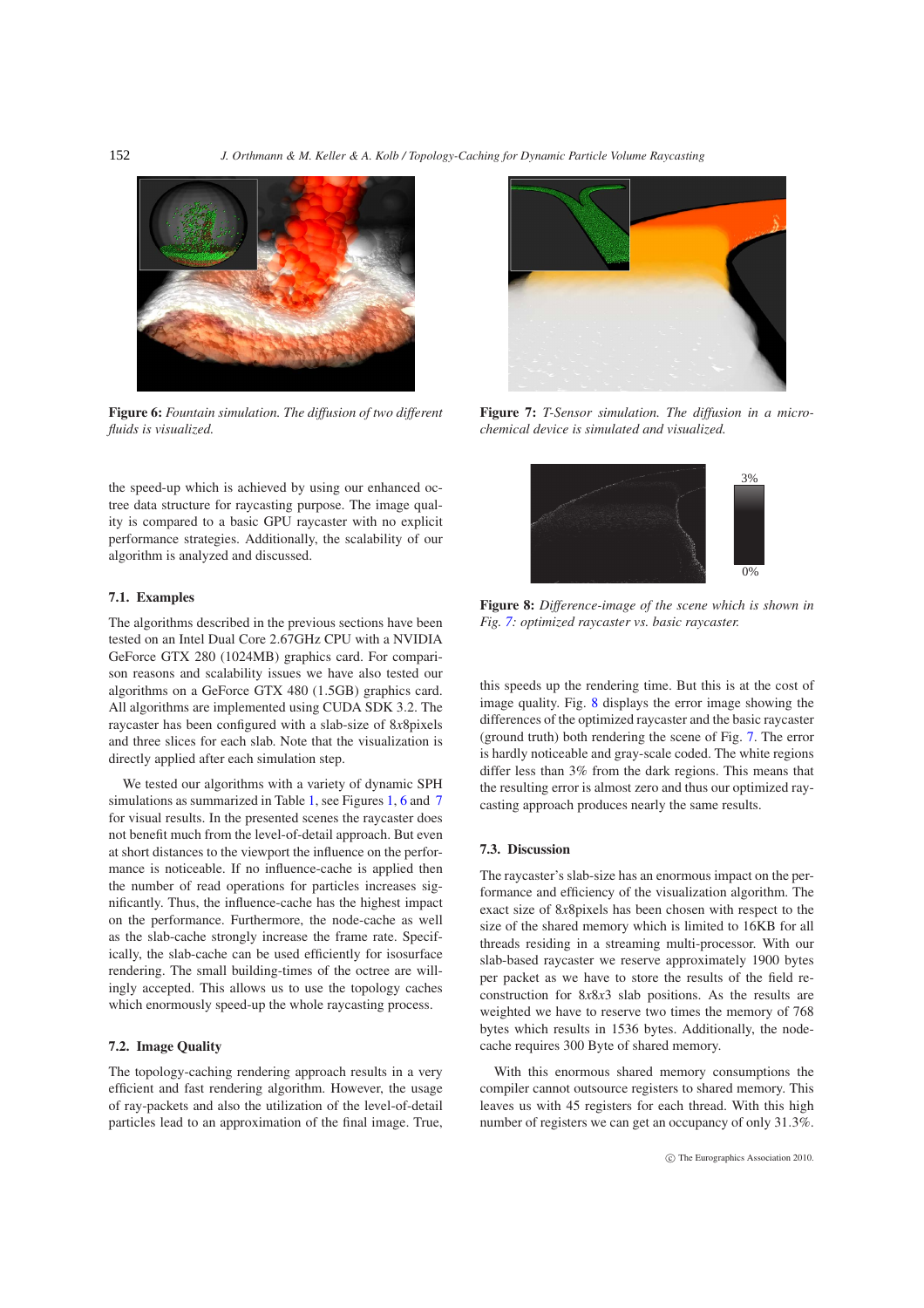**Figure 6:** *Fountain simulation. The diffusion of two different fluids is visualized.*

**Figure 7:** *T-Sensor simulation. The diffusion in a micro-chemical device is simulated and visualized.*

the speed-up which is achieved by using our enhanced octree data structure for raycasting purpose. The image quality is compared to a basic GPU raycaster with no explicit performance strategies. Additionally, the scalability of our algorithm is analyzed and discussed.

### 7.1. Examples

The algorithms described in the previous sections have been tested on an Intel Dual Core 2.67GHz CPU with a NVIDIA GeForce GTX 280 (1024MB) graphics card. For comparison reasons and scalability issues we have also tested our algorithms on a GeForce GTX 480 (1.5GB) graphics card. All algorithms are implemented using CUDA SDK 3.2. The raycaster has been configured with a slab-size of 8*x*8pixels and three slices for each slab. Note that the visualization is directly applied after each simulation step.

We tested our algorithms with a variety of dynamic SPH simulations as summarized in Table 1, see Figures 1, 6 and 7 for visual results. In the presented scenes the raycaster does not benefit much from the level-of-detail approach. But even at short distances to the viewport the influence on the performance is noticeable. If no influence-cache is applied then the number of read operations for particles increases significantly. Thus, the influence-cache has the highest impact on the performance. Furthermore, the node-cache as well as the slab-cache strongly increase the frame rate. Specifically, the slab-cache can be used efficiently for isosurface rendering. The small building-times of the octree are willingly accepted. This allows us to use the topology caches which enormously speed-up the whole raycasting process.

### 7.2. Image Quality

The topology-caching rendering approach results in a very efficient and fast rendering algorithm. However, the usage of ray-packets and also the utilization of the level-of-detail particles lead to an approximation of the final image. True, this speeds up the rendering time. But this is at the cost of image quality. Fig. 8 displays the error image showing the differences of the optimized raycaster and the basic raycaster (ground truth) both rendering the scene of Fig. 7. The error is hardly noticeable and gray-scale coded. The white regions differ less than 3% from the dark regions. This means that the resulting error is almost zero and thus our optimized raycasting approach produces nearly the same results.

3%

0%

**Figure 8:** *Difference-image of the scene which is shown in Fig. 7: optimized raycaster vs. basic raycaster.*

### 7.3. Discussion

The raycaster's slab-size has an enormous impact on the performance and efficiency of the visualization algorithm. The exact size of 8*x*8pixels has been chosen with respect to the size of the shared memory which is limited to 16KB for all threads residing in a streaming multi-processor. With our slab-based raycaster we reserve approximately 1900 bytes per packet as we have to store the results of the field reconstruction for 8*x*8*x*3 slab positions. As the results are weighted we have to reserve two times the memory of 768 bytes which results in 1536 bytes. Additionally, the node-cache requires 300 Byte of shared memory.

With this enormous shared memory consumptions the compiler cannot outsource registers to shared memory. This leaves us with 45 registers for each thread. With this high number of registers we can get an occupancy of only 31.3%.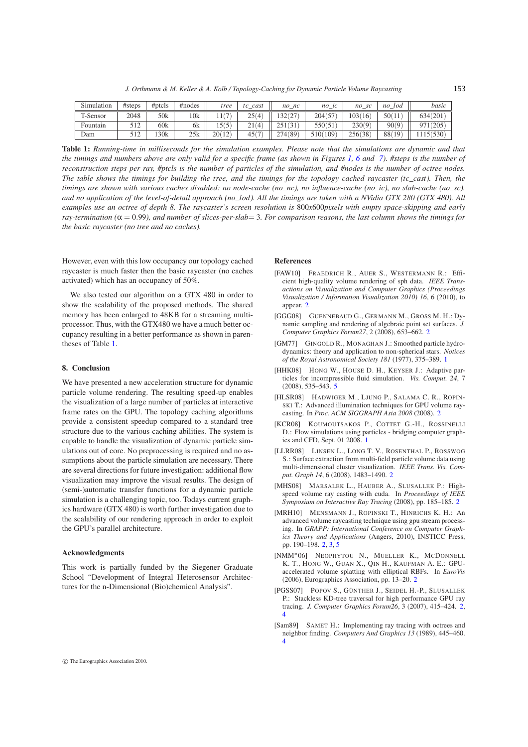| Simulation | #steps | #ptcls | #nodes | *tree* | *tc_cast* | *no_nc* | *no_ic* | *no_sc* | *no_lod* | *basic* |
|---|---|---|---|---|---|---|---|---|---|---|
| T-Sensor | 2048 | 50k | 10k | 11(7) | 25(4) | 132(27) | 204(57) | 103(16) | 50(11) | 634(201) |
| Fountain | 512 | 60k | 6k | 15(5) | 21(4) | 251(31) | 550(51) | 230(9) | 90(9) | 971(205) |
| Dam | 512 | 130k | 25k | 20(12) | 45(7) | 274(89) | 510(109) | 256(38) | 88(19) | 1115(530) |

**Table 1:** *Running-time in milliseconds for the simulation examples. Please note that the simulations are dynamic and that the timings and numbers above are only valid for a specific frame (as shown in Figures 1, 6 and 7). #steps is the number of reconstruction steps per ray, #ptcls is the number of particles of the simulation, and #nodes is the number of octree nodes. The table shows the timings for building the tree, and the timings for the topology cached raycaster (tc_cast). Then, the timings are shown with various caches disabled: no node-cache (no_nc), no influence-cache (no_ic), no slab-cache (no_sc), and no application of the level-of-detail approach (no_lod). All the timings are taken with a NVidia GTX 280 (GTX 480). All examples use an octree of depth 8. The raycaster's screen resolution is* 800x600*pixels with empty space-skipping and early ray-termination ($\alpha = 0.99$), and number of slices-per-slab=* 3*. For comparison reasons, the last column shows the timings for the basic raycaster (no tree and no caches).*

However, even with this low occupancy our topology cached raycaster is much faster then the basic raycaster (no caches activated) which has an occupancy of 50%.

We also tested our algorithm on a GTX 480 in order to show the scalability of the proposed methods. The shared memory has been enlarged to 48KB for a streaming multiprocessor. Thus, with the GTX480 we have a much better occupancy resulting in a better performance as shown in parentheses of Table 1.

## 8. Conclusion

We have presented a new acceleration structure for dynamic particle volume rendering. The resulting speed-up enables the visualization of a large number of particles at interactive frame rates on the GPU. The topology caching algorithms provide a consistent speedup compared to a standard tree structure due to the various caching abilities. The system is capable to handle the visualization of dynamic particle simulations out of core. No preprocessing is required and no assumptions about the particle simulation are necessary. There are several directions for future investigation: additional flow visualization may improve the visual results. The design of (semi-)automatic transfer functions for a dynamic particle simulation is a challenging topic, too. Todays current graphics hardware (GTX 480) is worth further investigation due to the scalability of our rendering approach in order to exploit the GPU's parallel architecture.

### Acknowledgments

This work is partially funded by the Siegener Graduate School "Development of Integral Heterosensor Architectures for the n-Dimensional (Bio)chemical Analysis".

### References

[FAW10] Fraedrich R., Auer S., Westermann R.: Efficient high-quality volume rendering of sph data. *IEEE Transactions on Visualization and Computer Graphics (Proceedings Visualization / Information Visualization 2010) 16*, 6 (2010), to appear. 2

[GGG08] Guennebaud G., Germann M., Gross M. H.: Dynamic sampling and rendering of algebraic point set surfaces. *J. Computer Graphics Forum27*, 2 (2008), 653–662. 2

[GM77] Gingold R., Monaghan J.: Smoothed particle hydrodynamics: theory and application to non-spherical stars. *Notices of the Royal Astronomical Society 181* (1977), 375–389. 1

[HHK08] Hong W., House D. H., Keyser J.: Adaptive particles for incompressible fluid simulation. *Vis. Comput. 24*, 7 (2008), 535–543. 5

[HLSR08] Hadwiger M., Ljung P., Salama C. R., Ropinski T.: Advanced illumination techniques for GPU volume raycasting. In *Proc. ACM SIGGRAPH Asia 2008* (2008). 2

[KCR08] Koumoutsakos P., Cottet G.-H., Rossinelli D.: Flow simulations using particles - bridging computer graphics and CFD, Sept. 01 2008. 1

[LLRR08] Linsen L., Long T. V., Rosenthal P., Rosswog S.: Surface extraction from multi-field particle volume data using multi-dimensional cluster visualization. *IEEE Trans. Vis. Comput. Graph 14*, 6 (2008), 1483–1490. 2

[MHS08] Marsalek L., Hauber A., Slusallek P.: High-speed volume ray casting with cuda. In *Proceedings of IEEE Symposium on Interactive Ray Tracing* (2008), pp. 185–185. 2

[MRH10] Mensmann J., Ropinski T., Hinrichs K. H.: An advanced volume raycasting technique using gpu stream processing. In *GRAPP: International Conference on Computer Graphics Theory and Applications* (Angers, 2010), INSTICC Press, pp. 190–198. 2, 3, 5

[NMM*06] Neophytou N., Mueller K., McDonnell K. T., Hong W., Guan X., Qin H., Kaufman A. E.: GPU-accelerated volume splatting with elliptical RBFs. In *EuroVis* (2006), Eurographics Association, pp. 13–20. 2

[PGSS07] Popov S., Günther J., Seidel H.-P., Slusallek P.: Stackless KD-tree traversal for high performance GPU ray tracing. *J. Computer Graphics Forum26*, 3 (2007), 415–424. 2, 4

[Sam89] Samet H.: Implementing ray tracing with octrees and neighbor finding. *Computers And Graphics 13* (1989), 445–460. 4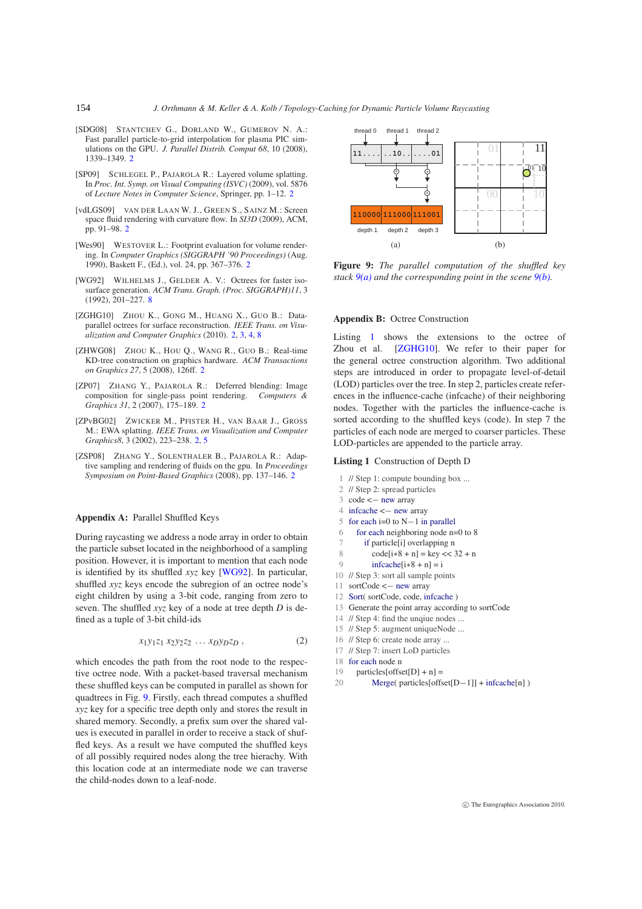[SDG08] Stantchev G., Dorland W., Gumerov N. A.: Fast parallel particle-to-grid interpolation for plasma PIC simulations on the GPU. *J. Parallel Distrib. Comput 68*, 10 (2008), 1339–1349. 2

[SP09] Schlegel P., Pajarola R.: Layered volume splatting. In *Proc. Int. Symp. on Visual Computing (ISVC)* (2009), vol. 5876 of *Lecture Notes in Computer Science*, Springer, pp. 1–12. 2

[vdLGS09] van der Laan W. J., Green S., Sainz M.: Screen space fluid rendering with curvature flow. In *SI3D* (2009), ACM, pp. 91–98. 2

[Wes90] Westover L.: Footprint evaluation for volume rendering. In *Computer Graphics (SIGGRAPH '90 Proceedings)* (Aug. 1990), Baskett F., (Ed.), vol. 24, pp. 367–376. 2

[WG92] Wilhelms J., Gelder A. V.: Octrees for faster isosurface generation. *ACM Trans. Graph. (Proc. SIGGRAPH)11*, 3 (1992), 201–227. 8

[ZGHG10] Zhou K., Gong M., Huang X., Guo B.: Data-parallel octrees for surface reconstruction. *IEEE Trans. on Visualization and Computer Graphics* (2010). 2, 3, 4, 8

[ZHWG08] Zhou K., Hou Q., Wang R., Guo B.: Real-time KD-tree construction on graphics hardware. *ACM Transactions on Graphics 27*, 5 (2008), 126ff. 2

[ZP07] Zhang Y., Pajarola R.: Deferred blending: Image composition for single-pass point rendering. *Computers & Graphics 31*, 2 (2007), 175–189. 2

[ZPvBG02] Zwicker M., Pfister H., van Baar J., Gross M.: EWA splatting. *IEEE Trans. on Visualization and Computer Graphics8*, 3 (2002), 223–238. 2, 5

[ZSP08] Zhang Y., Solenthaler B., Pajarola R.: Adaptive sampling and rendering of fluids on the gpu. In *Proceedings Symposium on Point-Based Graphics* (2008), pp. 137–146. 2

## Appendix A: Parallel Shuffled Keys

During raycasting we address a node array in order to obtain the particle subset located in the neighborhood of a sampling position. However, it is important to mention that each node is identified by its shuffled *xyz* key [WG92]. In particular, shuffled *xyz* keys encode the subregion of an octree node's eight children by using a 3-bit code, ranging from zero to seven. The shuffled *xyz* key of a node at tree depth $D$ is defined as a tuple of 3-bit child-ids

$$x_1y_1z_1\ x_2y_2z_2\ \ldots\ x_Dy_Dz_D\ , \tag{2}$$

which encodes the path from the root node to the respective octree node. With a packet-based traversal mechanism these shuffled keys can be computed in parallel as shown for quadtrees in Fig. 9. Firstly, each thread computes a shuffled *xyz* key for a specific tree depth only and stores the result in shared memory. Secondly, a prefix sum over the shared values is executed in parallel in order to receive a stack of shuffled keys. As a result we have computed the shuffled keys of all possibly required nodes along the tree hierachy. With this location code at an intermediate node we can traverse the child-nodes down to a leaf-node.

thread 0 thread 1 thread 2
11.... ..10.. ....01
110000 111000 111001
depth 1 depth 2 depth 3
(a)

01 11
01 10
00 10
(b)

**Figure 9:** *The parallel computation of the shuffled key stack 9(a) and the corresponding point in the scene 9(b).*

## Appendix B: Octree Construction

Listing 1 shows the extensions to the octree of Zhou et al. [ZGHG10]. We refer to their paper for the general octree construction algorithm. Two additional steps are introduced in order to propagate level-of-detail (LOD) particles over the tree. In step 2, particles create references in the influence-cache (infcache) of their neighboring nodes. Together with the particles the influence-cache is sorted according to the shuffled keys (code). In step 7 the particles of each node are merged to coarser particles. These LOD-particles are appended to the particle array.

**Listing 1** Construction of Depth D

```
1  // Step 1: compute bounding box ...
2  // Step 2: spread particles
3  code <− new array
4  infcache <− new array
5  for each i=0 to N−1 in parallel
6    for each neighboring node n=0 to 8
7      if particle[i] overlapping n
8        code[i∗8 + n] = key << 32 + n
9        infcache[i∗8 + n] = i
10 // Step 3: sort all sample points
11 sortCode <− new array
12 Sort( sortCode, code, infcache )
13 Generate the point array according to sortCode
14 // Step 4: find the unqiue nodes ...
15 // Step 5: augment uniqueNode ...
16 // Step 6: create node array ...
17 // Step 7: insert LoD particles
18 for each node n
19   particles[offset[D] + n] =
20         Merge( particles[offset[D−1]] + infcache[n] )
```